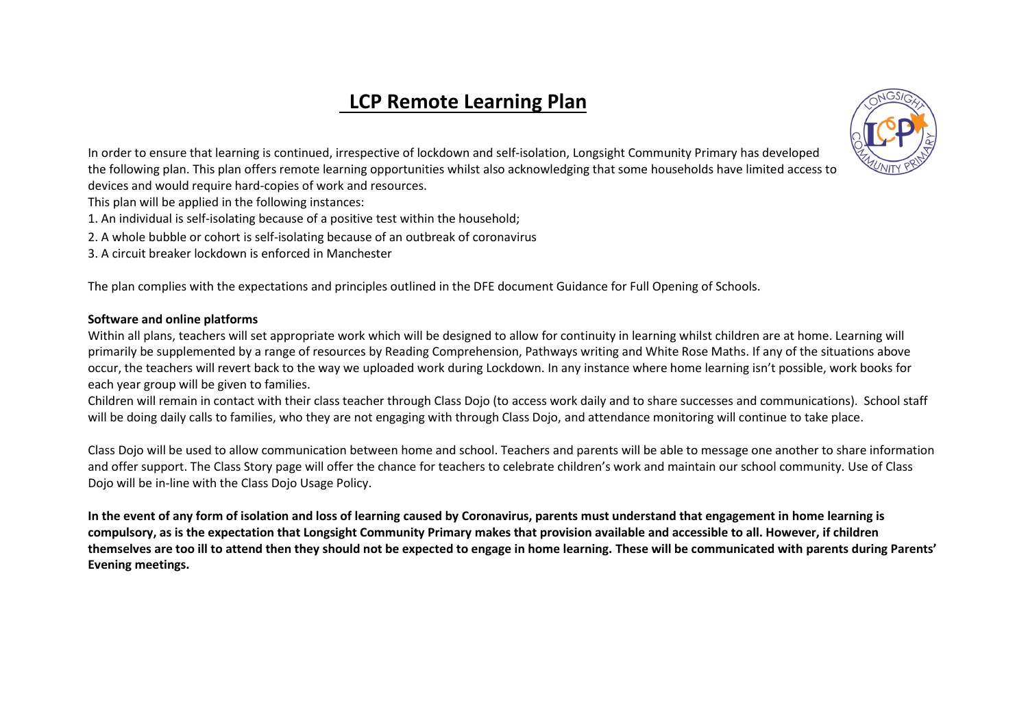# LCP Remote Learning Plan

In order to ensure that learning is continued, irrespective of lockdown and self-isolation, Longsight Community Primary has developed the following plan. This plan offers remote learning opportunities whilst also acknowledging that some households have limited access to devices and would require hard-copies of work and resources.

This plan will be applied in the following instances:

1. An individual is self-isolating because of a positive test within the household;
2. A whole bubble or cohort is self-isolating because of an outbreak of coronavirus
3. A circuit breaker lockdown is enforced in Manchester

The plan complies with the expectations and principles outlined in the DFE document Guidance for Full Opening of Schools.

**Software and online platforms**

Within all plans, teachers will set appropriate work which will be designed to allow for continuity in learning whilst children are at home. Learning will primarily be supplemented by a range of resources by Reading Comprehension, Pathways writing and White Rose Maths. If any of the situations above occur, the teachers will revert back to the way we uploaded work during Lockdown. In any instance where home learning isn't possible, work books for each year group will be given to families.

Children will remain in contact with their class teacher through Class Dojo (to access work daily and to share successes and communications). School staff will be doing daily calls to families, who they are not engaging with through Class Dojo, and attendance monitoring will continue to take place.

Class Dojo will be used to allow communication between home and school. Teachers and parents will be able to message one another to share information and offer support. The Class Story page will offer the chance for teachers to celebrate children's work and maintain our school community. Use of Class Dojo will be in-line with the Class Dojo Usage Policy.

**In the event of any form of isolation and loss of learning caused by Coronavirus, parents must understand that engagement in home learning is compulsory, as is the expectation that Longsight Community Primary makes that provision available and accessible to all. However, if children themselves are too ill to attend then they should not be expected to engage in home learning. These will be communicated with parents during Parents' Evening meetings.**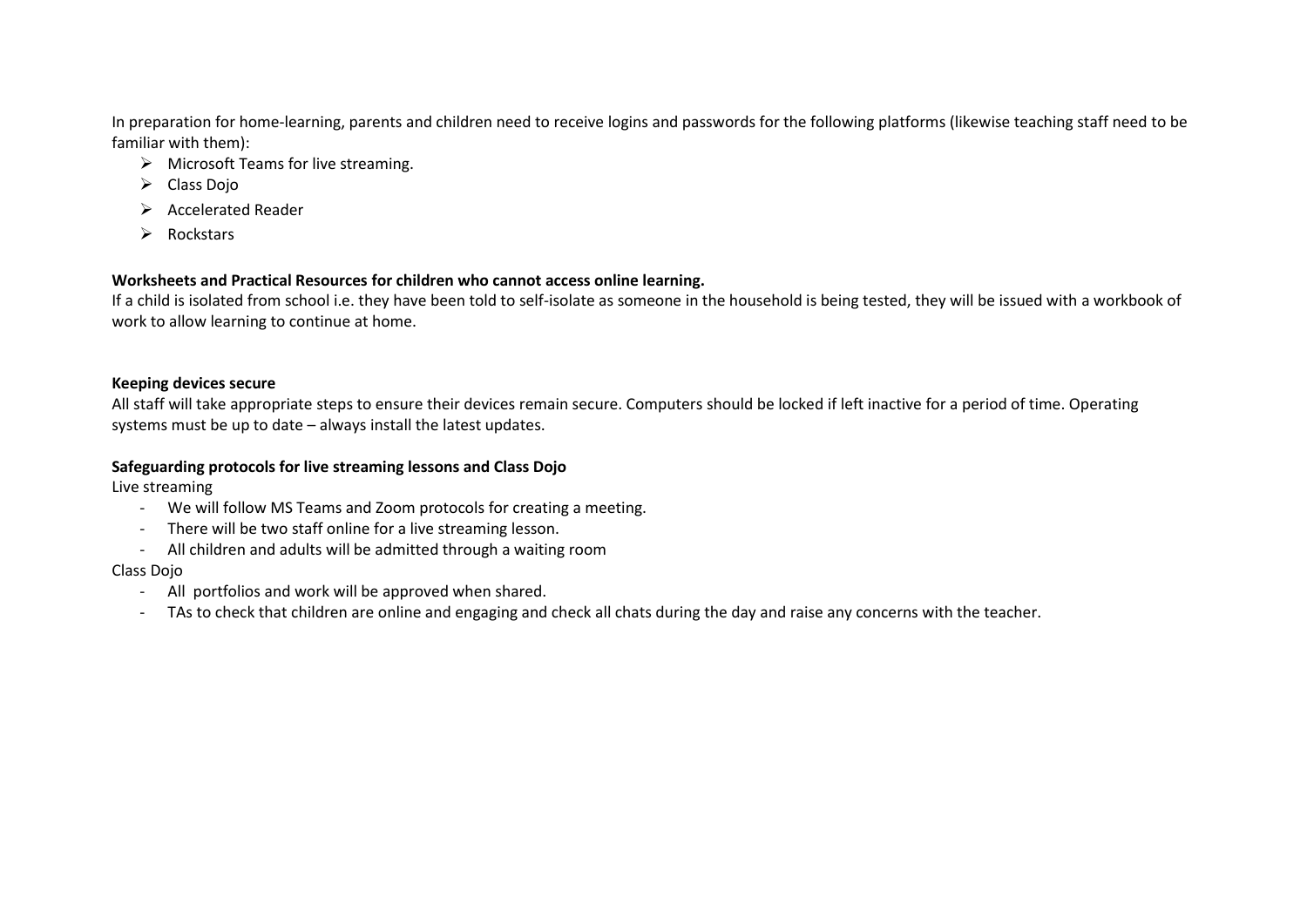In preparation for home-learning, parents and children need to receive logins and passwords for the following platforms (likewise teaching staff need to be familiar with them):

- Microsoft Teams for live streaming.
- Class Dojo
- Accelerated Reader
- Rockstars

**Worksheets and Practical Resources for children who cannot access online learning.**

If a child is isolated from school i.e. they have been told to self-isolate as someone in the household is being tested, they will be issued with a workbook of work to allow learning to continue at home.

**Keeping devices secure**

All staff will take appropriate steps to ensure their devices remain secure. Computers should be locked if left inactive for a period of time. Operating systems must be up to date – always install the latest updates.

**Safeguarding protocols for live streaming lessons and Class Dojo**

Live streaming

- We will follow MS Teams and Zoom protocols for creating a meeting.
- There will be two staff online for a live streaming lesson.
- All children and adults will be admitted through a waiting room

Class Dojo

- All portfolios and work will be approved when shared.
- TAs to check that children are online and engaging and check all chats during the day and raise any concerns with the teacher.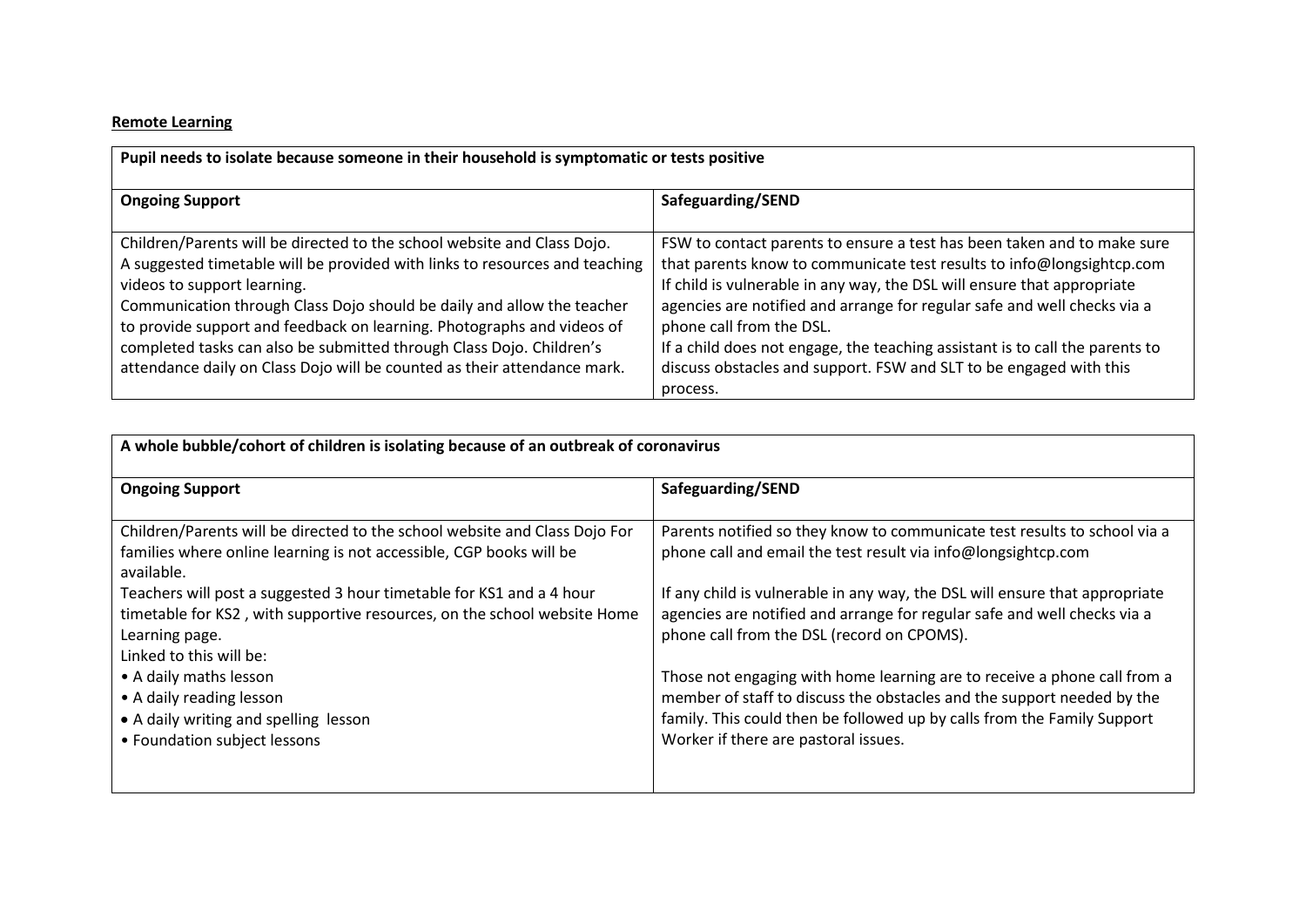**Remote Learning**

| Pupil needs to isolate because someone in their household is symptomatic or tests positive | |
|---|---|
| **Ongoing Support** | **Safeguarding/SEND** |
| Children/Parents will be directed to the school website and Class Dojo.<br>A suggested timetable will be provided with links to resources and teaching videos to support learning.<br>Communication through Class Dojo should be daily and allow the teacher to provide support and feedback on learning. Photographs and videos of completed tasks can also be submitted through Class Dojo. Children's attendance daily on Class Dojo will be counted as their attendance mark. | FSW to contact parents to ensure a test has been taken and to make sure that parents know to communicate test results to info@longsightcp.com<br>If child is vulnerable in any way, the DSL will ensure that appropriate agencies are notified and arrange for regular safe and well checks via a phone call from the DSL.<br>If a child does not engage, the teaching assistant is to call the parents to discuss obstacles and support. FSW and SLT to be engaged with this process. |

| A whole bubble/cohort of children is isolating because of an outbreak of coronavirus | |
|---|---|
| **Ongoing Support** | **Safeguarding/SEND** |
| Children/Parents will be directed to the school website and Class Dojo For families where online learning is not accessible, CGP books will be available.<br>Teachers will post a suggested 3 hour timetable for KS1 and a 4 hour timetable for KS2 , with supportive resources, on the school website Home Learning page.<br>Linked to this will be:<br>• A daily maths lesson<br>• A daily reading lesson<br>• A daily writing and spelling lesson<br>• Foundation subject lessons | Parents notified so they know to communicate test results to school via a phone call and email the test result via info@longsightcp.com<br><br>If any child is vulnerable in any way, the DSL will ensure that appropriate agencies are notified and arrange for regular safe and well checks via a phone call from the DSL (record on CPOMS).<br><br>Those not engaging with home learning are to receive a phone call from a member of staff to discuss the obstacles and the support needed by the family. This could then be followed up by calls from the Family Support Worker if there are pastoral issues. |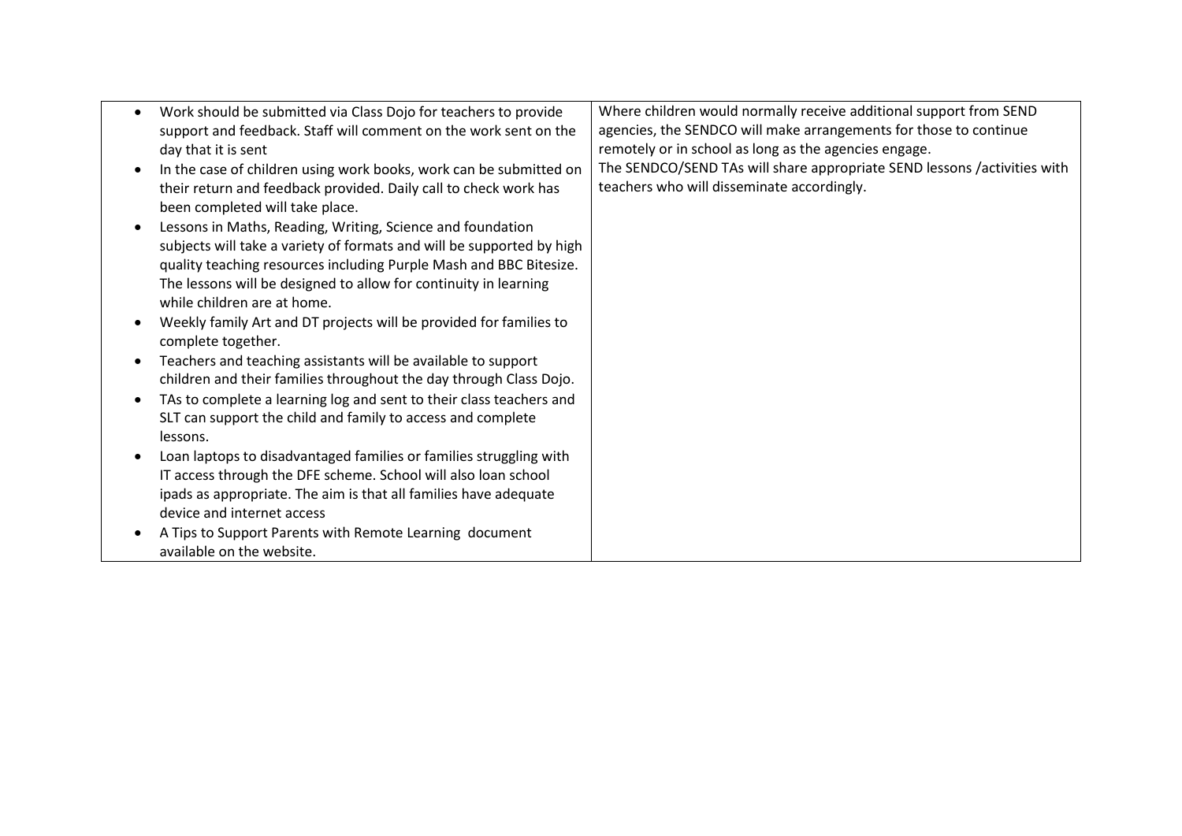| | |
|---|---|
| <ul><li>Work should be submitted via Class Dojo for teachers to provide support and feedback. Staff will comment on the work sent on the day that it is sent</li><li>In the case of children using work books, work can be submitted on their return and feedback provided. Daily call to check work has been completed will take place.</li><li>Lessons in Maths, Reading, Writing, Science and foundation subjects will take a variety of formats and will be supported by high quality teaching resources including Purple Mash and BBC Bitesize. The lessons will be designed to allow for continuity in learning while children are at home.</li><li>Weekly family Art and DT projects will be provided for families to complete together.</li><li>Teachers and teaching assistants will be available to support children and their families throughout the day through Class Dojo.</li><li>TAs to complete a learning log and sent to their class teachers and SLT can support the child and family to access and complete lessons.</li><li>Loan laptops to disadvantaged families or families struggling with IT access through the DFE scheme. School will also loan school ipads as appropriate. The aim is that all families have adequate device and internet access</li><li>A Tips to Support Parents with Remote Learning document available on the website.</li></ul> | Where children would normally receive additional support from SEND agencies, the SENDCO will make arrangements for those to continue remotely or in school as long as the agencies engage.<br>The SENDCO/SEND TAs will share appropriate SEND lessons /activities with teachers who will disseminate accordingly. |